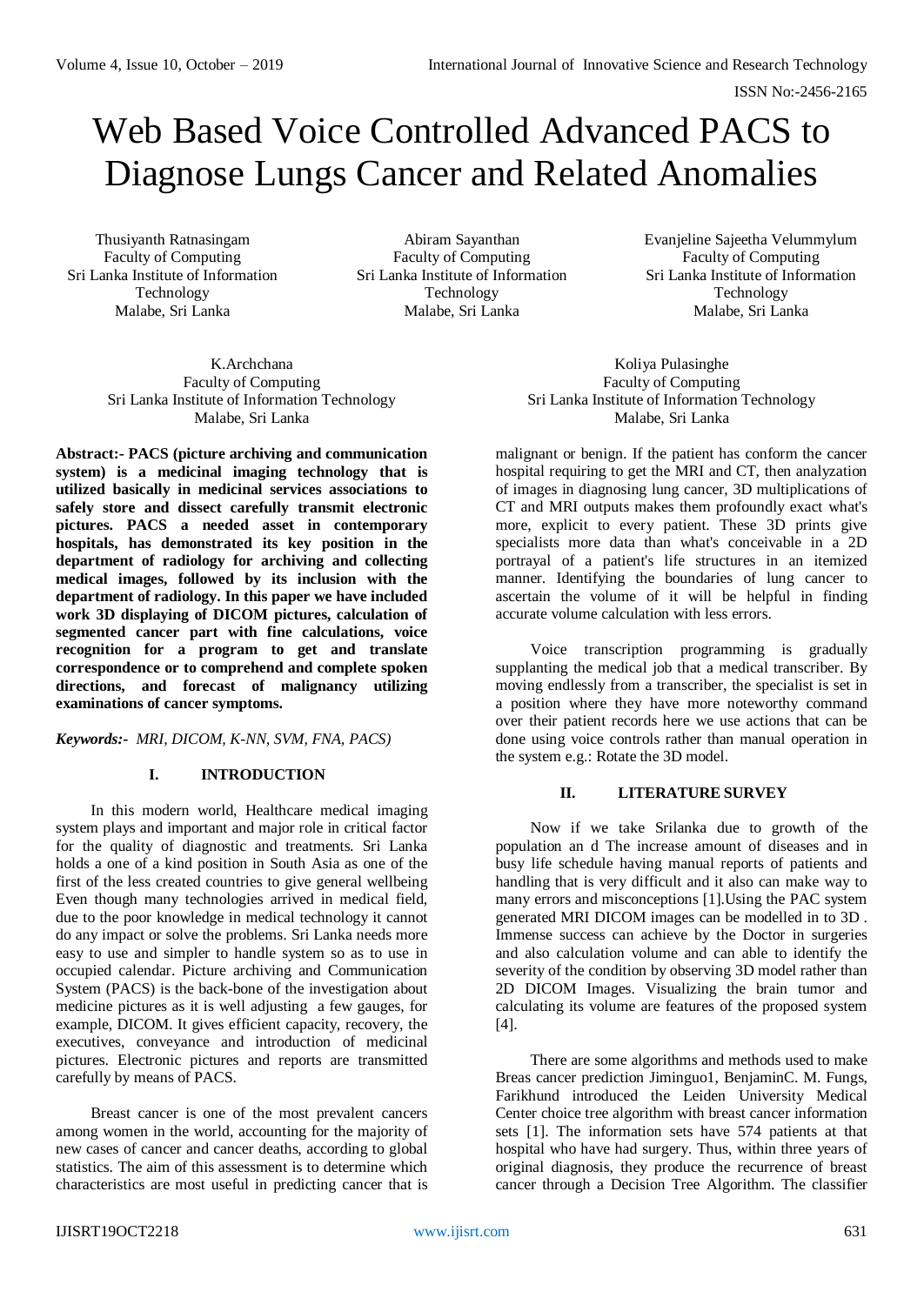# Web Based Voice Controlled Advanced PACS to Diagnose Lungs Cancer and Related Anomalies

Thusiyanth Ratnasingam
Faculty of Computing
Sri Lanka Institute of Information Technology
Malabe, Sri Lanka

Abiram Sayanthan
Faculty of Computing
Sri Lanka Institute of Information Technology
Malabe, Sri Lanka

Evanjeline Sajeetha Velummylum
Faculty of Computing
Sri Lanka Institute of Information Technology
Malabe, Sri Lanka

K.Archchana
Faculty of Computing
Sri Lanka Institute of Information Technology
Malabe, Sri Lanka

Koliya Pulasinghe
Faculty of Computing
Sri Lanka Institute of Information Technology
Malabe, Sri Lanka

**Abstract:- PACS (picture archiving and communication system) is a medicinal imaging technology that is utilized basically in medicinal services associations to safely store and dissect carefully transmit electronic pictures. PACS a needed asset in contemporary hospitals, has demonstrated its key position in the department of radiology for archiving and collecting medical images, followed by its inclusion with the department of radiology. In this paper we have included work 3D displaying of DICOM pictures, calculation of segmented cancer part with fine calculations, voice recognition for a program to get and translate correspondence or to comprehend and complete spoken directions, and forecast of malignancy utilizing examinations of cancer symptoms.**

***Keywords:-*** *MRI, DICOM, K-NN, SVM, FNA, PACS)*

## I. INTRODUCTION

In this modern world, Healthcare medical imaging system plays and important and major role in critical factor for the quality of diagnostic and treatments. Sri Lanka holds a one of a kind position in South Asia as one of the first of the less created countries to give general wellbeing Even though many technologies arrived in medical field, due to the poor knowledge in medical technology it cannot do any impact or solve the problems. Sri Lanka needs more easy to use and simpler to handle system so as to use in occupied calendar. Picture archiving and Communication System (PACS) is the back-bone of the investigation about medicine pictures as it is well adjusting a few gauges, for example, DICOM. It gives efficient capacity, recovery, the executives, conveyance and introduction of medicinal pictures. Electronic pictures and reports are transmitted carefully by means of PACS.

Breast cancer is one of the most prevalent cancers among women in the world, accounting for the majority of new cases of cancer and cancer deaths, according to global statistics. The aim of this assessment is to determine which characteristics are most useful in predicting cancer that is malignant or benign. If the patient has conform the cancer hospital requiring to get the MRI and CT, then analyzation of images in diagnosing lung cancer, 3D multiplications of CT and MRI outputs makes them profoundly exact what's more, explicit to every patient. These 3D prints give specialists more data than what's conceivable in a 2D portrayal of a patient's life structures in an itemized manner. Identifying the boundaries of lung cancer to ascertain the volume of it will be helpful in finding accurate volume calculation with less errors.

Voice transcription programming is gradually supplanting the medical job that a medical transcriber. By moving endlessly from a transcriber, the specialist is set in a position where they have more noteworthy command over their patient records here we use actions that can be done using voice controls rather than manual operation in the system e.g.: Rotate the 3D model.

## II. LITERATURE SURVEY

Now if we take Srilanka due to growth of the population an d The increase amount of diseases and in busy life schedule having manual reports of patients and handling that is very difficult and it also can make way to many errors and misconceptions [1].Using the PAC system generated MRI DICOM images can be modelled in to 3D . Immense success can achieve by the Doctor in surgeries and also calculation volume and can able to identify the severity of the condition by observing 3D model rather than 2D DICOM Images. Visualizing the brain tumor and calculating its volume are features of the proposed system [4].

There are some algorithms and methods used to make Breas cancer prediction Jiminguo1, BenjaminC. M. Fungs, Farikhund introduced the Leiden University Medical Center choice tree algorithm with breast cancer information sets [1]. The information sets have 574 patients at that hospital who have had surgery. Thus, within three years of original diagnosis, they produce the recurrence of breast cancer through a Decision Tree Algorithm. The classifier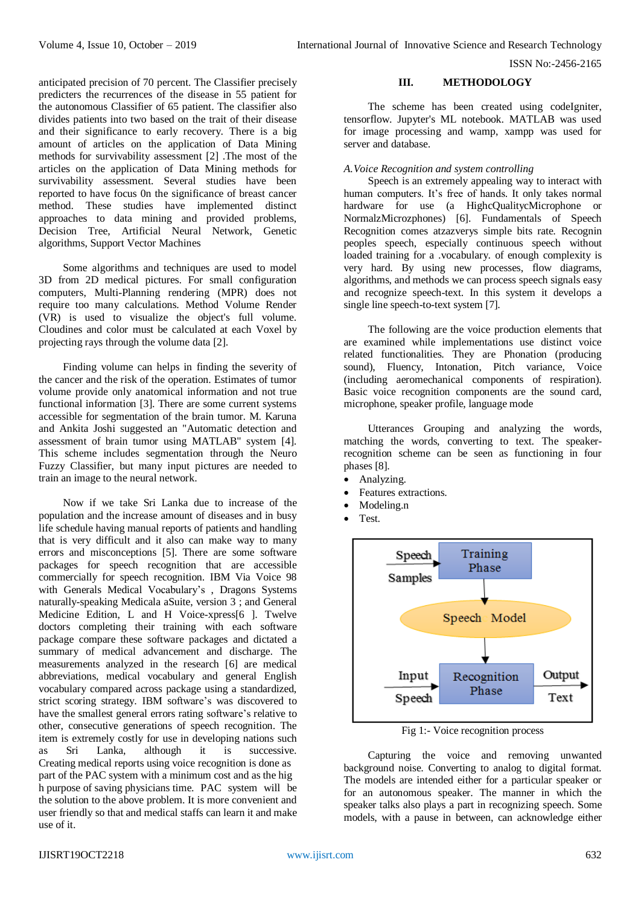anticipated precision of 70 percent. The Classifier precisely predicters the recurrences of the disease in 55 patient for the autonomous Classifier of 65 patient. The classifier also divides patients into two based on the trait of their disease and their significance to early recovery. There is a big amount of articles on the application of Data Mining methods for survivability assessment [2] .The most of the articles on the application of Data Mining methods for survivability assessment. Several studies have been reported to have focus 0n the significance of breast cancer method. These studies have implemented distinct approaches to data mining and provided problems, Decision Tree, Artificial Neural Network, Genetic algorithms, Support Vector Machines

Some algorithms and techniques are used to model 3D from 2D medical pictures. For small configuration computers, Multi-Planning rendering (MPR) does not require too many calculations. Method Volume Render (VR) is used to visualize the object's full volume. Cloudines and color must be calculated at each Voxel by projecting rays through the volume data [2].

Finding volume can helps in finding the severity of the cancer and the risk of the operation. Estimates of tumor volume provide only anatomical information and not true functional information [3]. There are some current systems accessible for segmentation of the brain tumor. M. Karuna and Ankita Joshi suggested an "Automatic detection and assessment of brain tumor using MATLAB" system [4]. This scheme includes segmentation through the Neuro Fuzzy Classifier, but many input pictures are needed to train an image to the neural network.

Now if we take Sri Lanka due to increase of the population and the increase amount of diseases and in busy life schedule having manual reports of patients and handling that is very difficult and it also can make way to many errors and misconceptions [5]. There are some software packages for speech recognition that are accessible commercially for speech recognition. IBM Via Voice 98 with Generals Medical Vocabulary's , Dragons Systems naturally-speaking Medicala aSuite, version 3 ; and General Medicine Edition, L and H Voice-xpress[6 ]. Twelve doctors completing their training with each software package compare these software packages and dictated a summary of medical advancement and discharge. The measurements analyzed in the research [6] are medical abbreviations, medical vocabulary and general English vocabulary compared across package using a standardized, strict scoring strategy. IBM software's was discovered to have the smallest general errors rating software's relative to other, consecutive generations of speech recognition. The item is extremely costly for use in developing nations such as Sri Lanka, although it is successive. Creating medical reports using voice recognition is done as part of the PAC system with a minimum cost and as the hig h purpose of saving physicians time. PAC system will be the solution to the above problem. It is more convenient and user friendly so that and medical staffs can learn it and make use of it.

## III. METHODOLOGY

The scheme has been created using codeIgniter, tensorflow. Jupyter's ML notebook. MATLAB was used for image processing and wamp, xampp was used for server and database.

### *A. Voice Recognition and system controlling*

Speech is an extremely appealing way to interact with human computers. It's free of hands. It only takes normal hardware for use (a HighcQualitycMicrophone or NormalzMicrozphones) [6]. Fundamentals of Speech Recognition comes atzazverys simple bits rate. Recognin peoples speech, especially continuous speech without loaded training for a .vocabulary. of enough complexity is very hard. By using new processes, flow diagrams, algorithms, and methods we can process speech signals easy and recognize speech-text. In this system it develops a single line speech-to-text system [7].

The following are the voice production elements that are examined while implementations use distinct voice related functionalities. They are Phonation (producing sound), Fluency, Intonation, Pitch variance, Voice (including aeromechanical components of respiration). Basic voice recognition components are the sound card, microphone, speaker profile, language mode

Utterances Grouping and analyzing the words, matching the words, converting to text. The speaker-recognition scheme can be seen as functioning in four phases [8].

- Analyzing.
- Features extractions.
- Modeling.n
- Test.

Fig 1:- Voice recognition process

Capturing the voice and removing unwanted background noise. Converting to analog to digital format. The models are intended either for a particular speaker or for an autonomous speaker. The manner in which the speaker talks also plays a part in recognizing speech. Some models, with a pause in between, can acknowledge either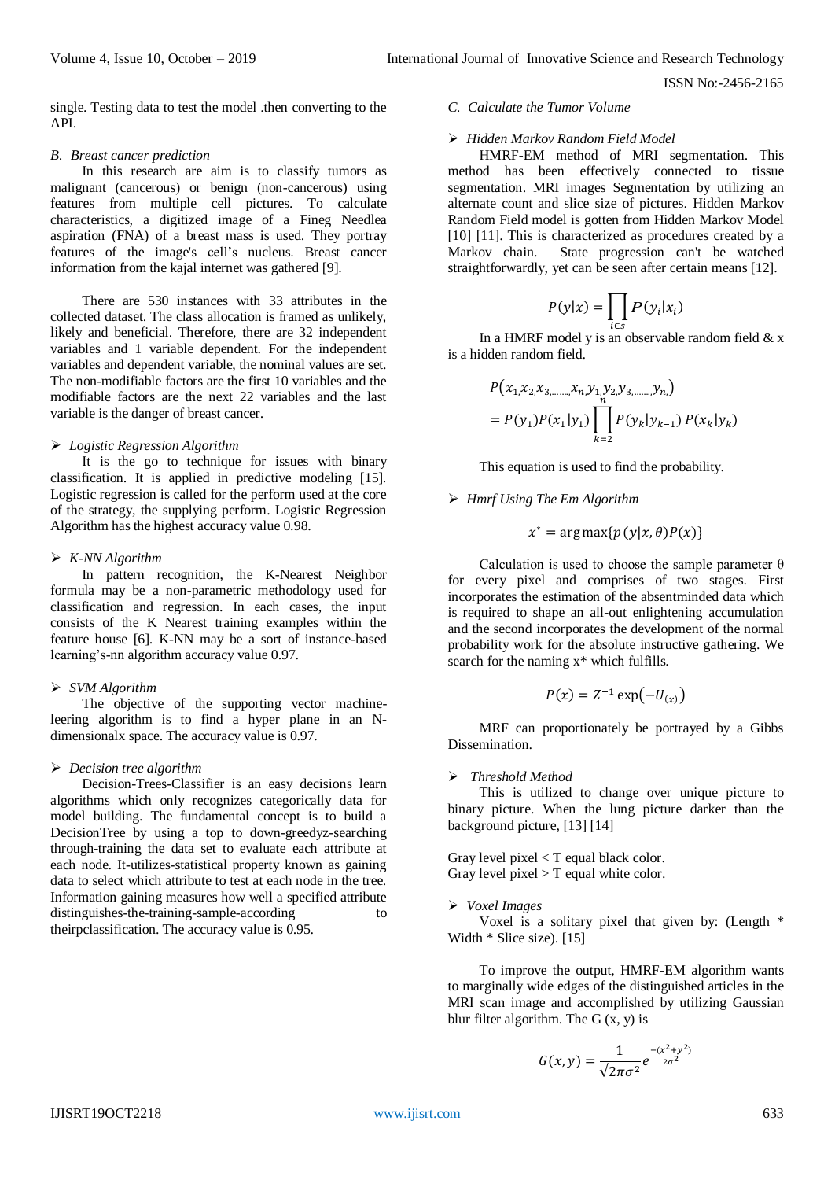single. Testing data to test the model .then converting to the API.

### B. Breast cancer prediction

In this research are aim is to classify tumors as malignant (cancerous) or benign (non-cancerous) using features from multiple cell pictures. To calculate characteristics, a digitized image of a Fineg Needlea aspiration (FNA) of a breast mass is used. They portray features of the image's cell's nucleus. Breast cancer information from the kajal internet was gathered [9].

There are 530 instances with 33 attributes in the collected dataset. The class allocation is framed as unlikely, likely and beneficial. Therefore, there are 32 independent variables and 1 variable dependent. For the independent variables and dependent variable, the nominal values are set. The non-modifiable factors are the first 10 variables and the modifiable factors are the next 22 variables and the last variable is the danger of breast cancer.

➢ *Logistic Regression Algorithm*

It is the go to technique for issues with binary classification. It is applied in predictive modeling [15]. Logistic regression is called for the perform used at the core of the strategy, the supplying perform. Logistic Regression Algorithm has the highest accuracy value 0.98.

➢ *K-NN Algorithm*

In pattern recognition, the K-Nearest Neighbor formula may be a non-parametric methodology used for classification and regression. In each cases, the input consists of the K Nearest training examples within the feature house [6]. K-NN may be a sort of instance-based learning's-nn algorithm accuracy value 0.97.

➢ *SVM Algorithm*

The objective of the supporting vector machine-leering algorithm is to find a hyper plane in an N-dimensionalx space. The accuracy value is 0.97.

➢ *Decision tree algorithm*

Decision-Trees-Classifier is an easy decisions learn algorithms which only recognizes categorically data for model building. The fundamental concept is to build a DecisionTree by using a top to down-greedyz-searching through-training the data set to evaluate each attribute at each node. It-utilizes-statistical property known as gaining data to select which attribute to test at each node in the tree. Information gaining measures how well a specified attribute distinguishes-the-training-sample-according to theirpclassification. The accuracy value is 0.95.

### C. Calculate the Tumor Volume

➢ *Hidden Markov Random Field Model*

HMRF-EM method of MRI segmentation. This method has been effectively connected to tissue segmentation. MRI images Segmentation by utilizing an alternate count and slice size of pictures. Hidden Markov Random Field model is gotten from Hidden Markov Model [10] [11]. This is characterized as procedures created by a Markov chain. State progression can't be watched straightforwardly, yet can be seen after certain means [12].

$$P(y|x) = \prod_{i \in s} P(y_i|x_i)$$

In a HMRF model y is an observable random field & x is a hidden random field.

$$P(x_1, x_2, x_3, \ldots\ldots, x_n, y_1, y_2, y_3, \ldots\ldots, y_n) = P(y_1)P(x_1|y_1)\prod_{k=2}^{n} P(y_k|y_{k-1})\, P(x_k|y_k)$$

This equation is used to find the probability.

➢ *Hmrf Using The Em Algorithm*

$$x^* = \arg\max\{p(y|x,\theta)P(x)\}$$

Calculation is used to choose the sample parameter θ for every pixel and comprises of two stages. First incorporates the estimation of the absentminded data which is required to shape an all-out enlightening accumulation and the second incorporates the development of the normal probability work for the absolute instructive gathering. We search for the naming x* which fulfills.

$$P(x) = Z^{-1}\exp(-U_{(x)})$$

MRF can proportionately be portrayed by a Gibbs Dissemination.

➢ *Threshold Method*

This is utilized to change over unique picture to binary picture. When the lung picture darker than the background picture, [13] [14]

Gray level pixel < T equal black color.
Gray level pixel > T equal white color.

➢ *Voxel Images*

Voxel is a solitary pixel that given by: (Length * Width * Slice size). [15]

To improve the output, HMRF-EM algorithm wants to marginally wide edges of the distinguished articles in the MRI scan image and accomplished by utilizing Gaussian blur filter algorithm. The G (x, y) is

$$G(x,y) = \frac{1}{\sqrt{2\pi\sigma^2}} e^{\frac{-(x^2+y^2)}{2\sigma^2}}$$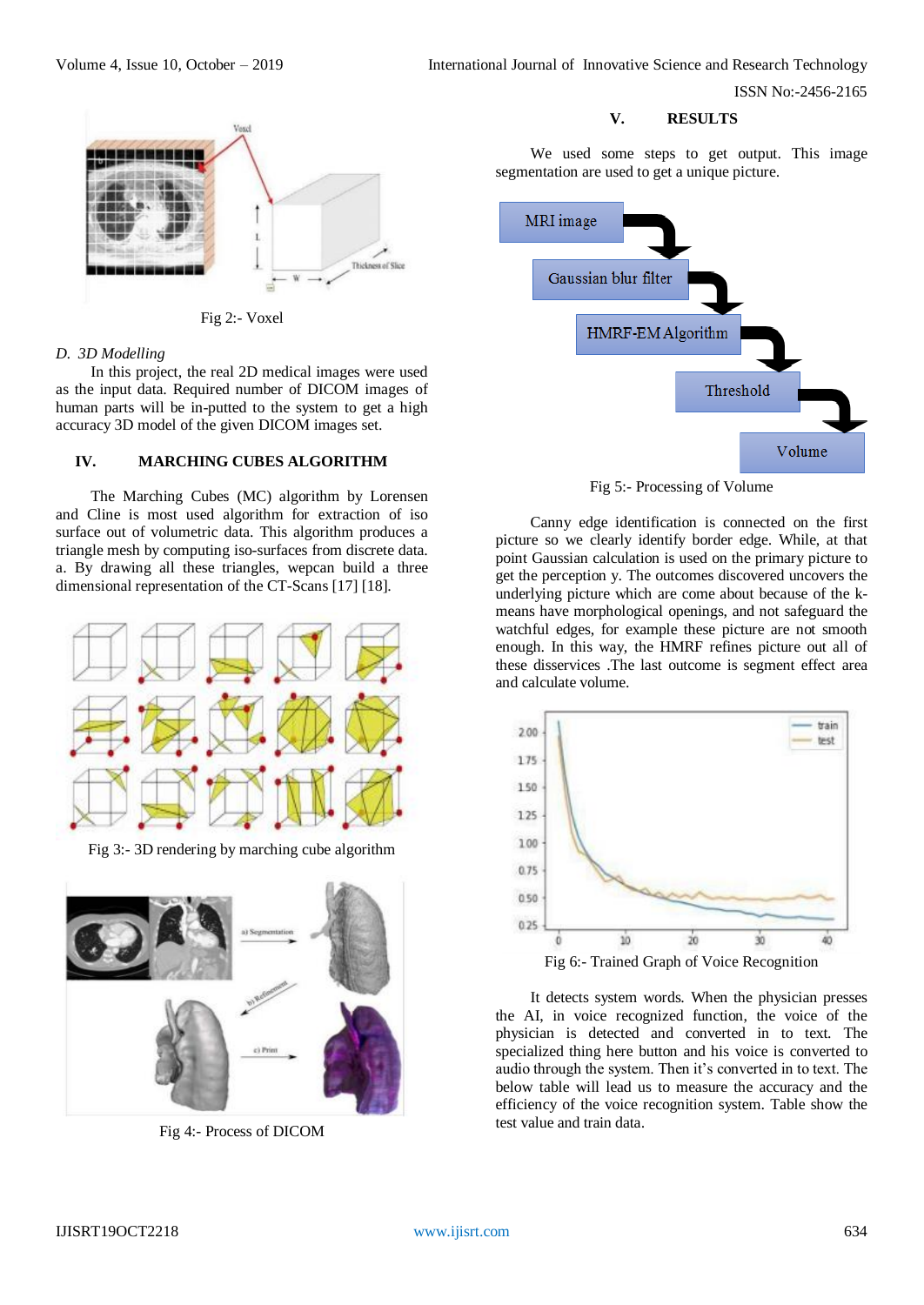Fig 2:- Voxel

*D. 3D Modelling*

In this project, the real 2D medical images were used as the input data. Required number of DICOM images of human parts will be in-putted to the system to get a high accuracy 3D model of the given DICOM images set.

## IV. MARCHING CUBES ALGORITHM

The Marching Cubes (MC) algorithm by Lorensen and Cline is most used algorithm for extraction of iso surface out of volumetric data. This algorithm produces a triangle mesh by computing iso-surfaces from discrete data. a. By drawing all these triangles, wepcan build a three dimensional representation of the CT-Scans [17] [18].

Fig 3:- 3D rendering by marching cube algorithm

Fig 4:- Process of DICOM

## V. RESULTS

We used some steps to get output. This image segmentation are used to get a unique picture.

MRI image → Gaussian blur filter → HMRF-EM Algorithm → Threshold → Volume

Fig 5:- Processing of Volume

Canny edge identification is connected on the first picture so we clearly identify border edge. While, at that point Gaussian calculation is used on the primary picture to get the perception y. The outcomes discovered uncovers the underlying picture which are come about because of the k-means have morphological openings, and not safeguard the watchful edges, for example these picture are not smooth enough. In this way, the HMRF refines picture out all of these disservices .The last outcome is segment effect area and calculate volume.

Fig 6:- Trained Graph of Voice Recognition

It detects system words. When the physician presses the AI, in voice recognized function, the voice of the physician is detected and converted in to text. The specialized thing here button and his voice is converted to audio through the system. Then it's converted in to text. The below table will lead us to measure the accuracy and the efficiency of the voice recognition system. Table show the test value and train data.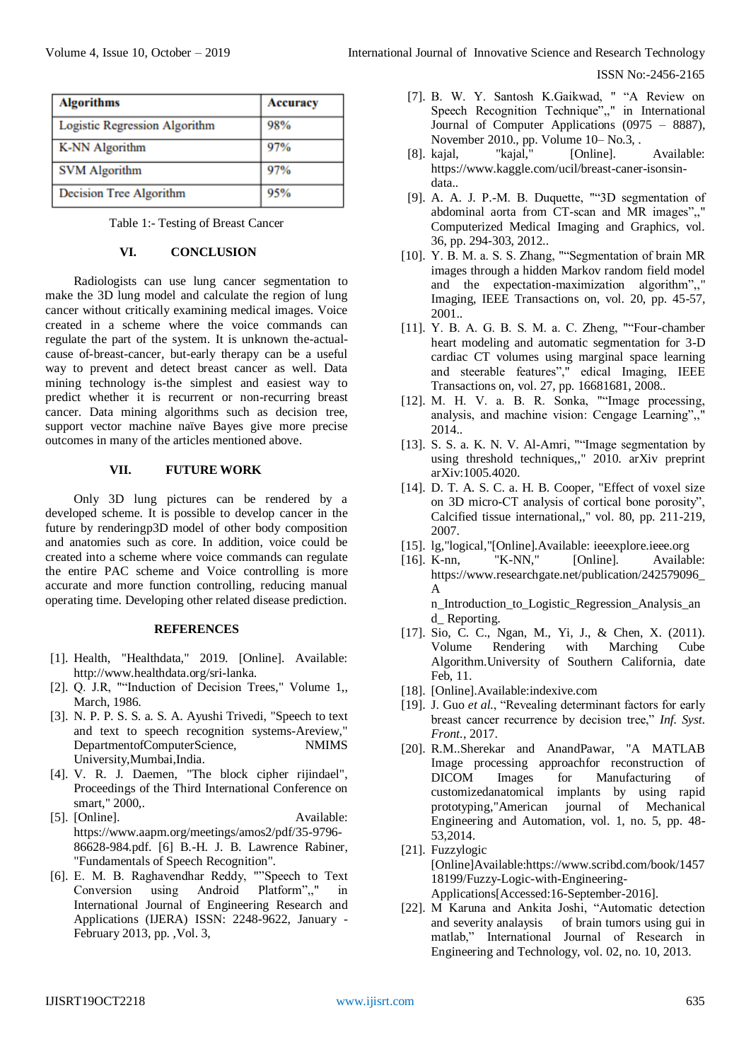| Algorithms | Accuracy |
| --- | --- |
| Logistic Regression Algorithm | 98% |
| K-NN Algorithm | 97% |
| SVM Algorithm | 97% |
| Decision Tree Algorithm | 95% |

Table 1:- Testing of Breast Cancer

## VI. CONCLUSION

Radiologists can use lung cancer segmentation to make the 3D lung model and calculate the region of lung cancer without critically examining medical images. Voice created in a scheme where the voice commands can regulate the part of the system. It is unknown the-actual-cause of-breast-cancer, but-early therapy can be a useful way to prevent and detect breast cancer as well. Data mining technology is-the simplest and easiest way to predict whether it is recurrent or non-recurring breast cancer. Data mining algorithms such as decision tree, support vector machine naïve Bayes give more precise outcomes in many of the articles mentioned above.

## VII. FUTURE WORK

Only 3D lung pictures can be rendered by a developed scheme. It is possible to develop cancer in the future by renderingp3D model of other body composition and anatomies such as core. In addition, voice could be created into a scheme where voice commands can regulate the entire PAC scheme and Voice controlling is more accurate and more function controlling, reducing manual operating time. Developing other related disease prediction.

## REFERENCES

[1]. Health, "Healthdata," 2019. [Online]. Available: http://www.healthdata.org/sri-lanka.

[2]. Q. J.R, ""Induction of Decision Trees," Volume 1,, March, 1986.

[3]. N. P. P. S. S. a. S. A. Ayushi Trivedi, "Speech to text and text to speech recognition systems-Areview," DepartmentofComputerScience, NMIMS University,Mumbai,India.

[4]. V. R. J. Daemen, "The block cipher rijindael", Proceedings of the Third International Conference on smart," 2000,.

[5]. [Online]. Available: https://www.aapm.org/meetings/amos2/pdf/35-9796-86628-984.pdf. [6] B.-H. J. B. Lawrence Rabiner, "Fundamentals of Speech Recognition".

[6]. E. M. B. Raghavendhar Reddy, ""Speech to Text Conversion using Android Platform",," in International Journal of Engineering Research and Applications (IJERA) ISSN: 2248-9622, January - February 2013, pp. ,Vol. 3,

[7]. B. W. Y. Santosh K.Gaikwad, " "A Review on Speech Recognition Technique",," in International Journal of Computer Applications (0975 – 8887), November 2010., pp. Volume 10– No.3, .

[8]. kajal, "kajal," [Online]. Available: https://www.kaggle.com/ucil/breast-caner-isonsin-data..

[9]. A. A. J. P.-M. B. Duquette, ""3D segmentation of abdominal aorta from CT-scan and MR images",," Computerized Medical Imaging and Graphics, vol. 36, pp. 294-303, 2012..

[10]. Y. B. M. a. S. S. Zhang, ""Segmentation of brain MR images through a hidden Markov random field model and the expectation-maximization algorithm",," Imaging, IEEE Transactions on, vol. 20, pp. 45-57, 2001..

[11]. Y. B. A. G. B. S. M. a. C. Zheng, ""Four-chamber heart modeling and automatic segmentation for 3-D cardiac CT volumes using marginal space learning and steerable features"," edical Imaging, IEEE Transactions on, vol. 27, pp. 16681681, 2008..

[12]. M. H. V. a. B. R. Sonka, ""Image processing, analysis, and machine vision: Cengage Learning",," 2014..

[13]. S. S. a. K. N. V. Al-Amri, ""Image segmentation by using threshold techniques,," 2010. arXiv preprint arXiv:1005.4020.

[14]. D. T. A. S. C. a. H. B. Cooper, "Effect of voxel size on 3D micro-CT analysis of cortical bone porosity", Calcified tissue international,," vol. 80, pp. 211-219, 2007.

[15]. lg,"logical,"[Online].Available: ieeexplore.ieee.org

[16]. K-nn, "K-NN," [Online]. Available: https://www.researchgate.net/publication/242579096_A n_Introduction_to_Logistic_Regression_Analysis_and_ Reporting.

[17]. Sio, C. C., Ngan, M., Yi, J., & Chen, X. (2011). Volume Rendering with Marching Cube Algorithm.University of Southern California, date Feb, 11.

[18]. [Online].Available:indexive.com

[19]. J. Guo *et al.*, "Revealing determinant factors for early breast cancer recurrence by decision tree," *Inf. Syst. Front.*, 2017.

[20]. R.M..Sherekar and AnandPawar, "A MATLAB Image processing approachfor reconstruction of DICOM Images for Manufacturing of customizedanatomical implants by using rapid prototyping,"American journal of Mechanical Engineering and Automation, vol. 1, no. 5, pp. 48-53,2014.

[21]. Fuzzylogic [Online]Available:https://www.scribd.com/book/145718199/Fuzzy-Logic-with-Engineering-Applications[Accessed:16-September-2016].

[22]. M Karuna and Ankita Joshi, "Automatic detection and severity analaysis of brain tumors using gui in matlab," International Journal of Research in Engineering and Technology, vol. 02, no. 10, 2013.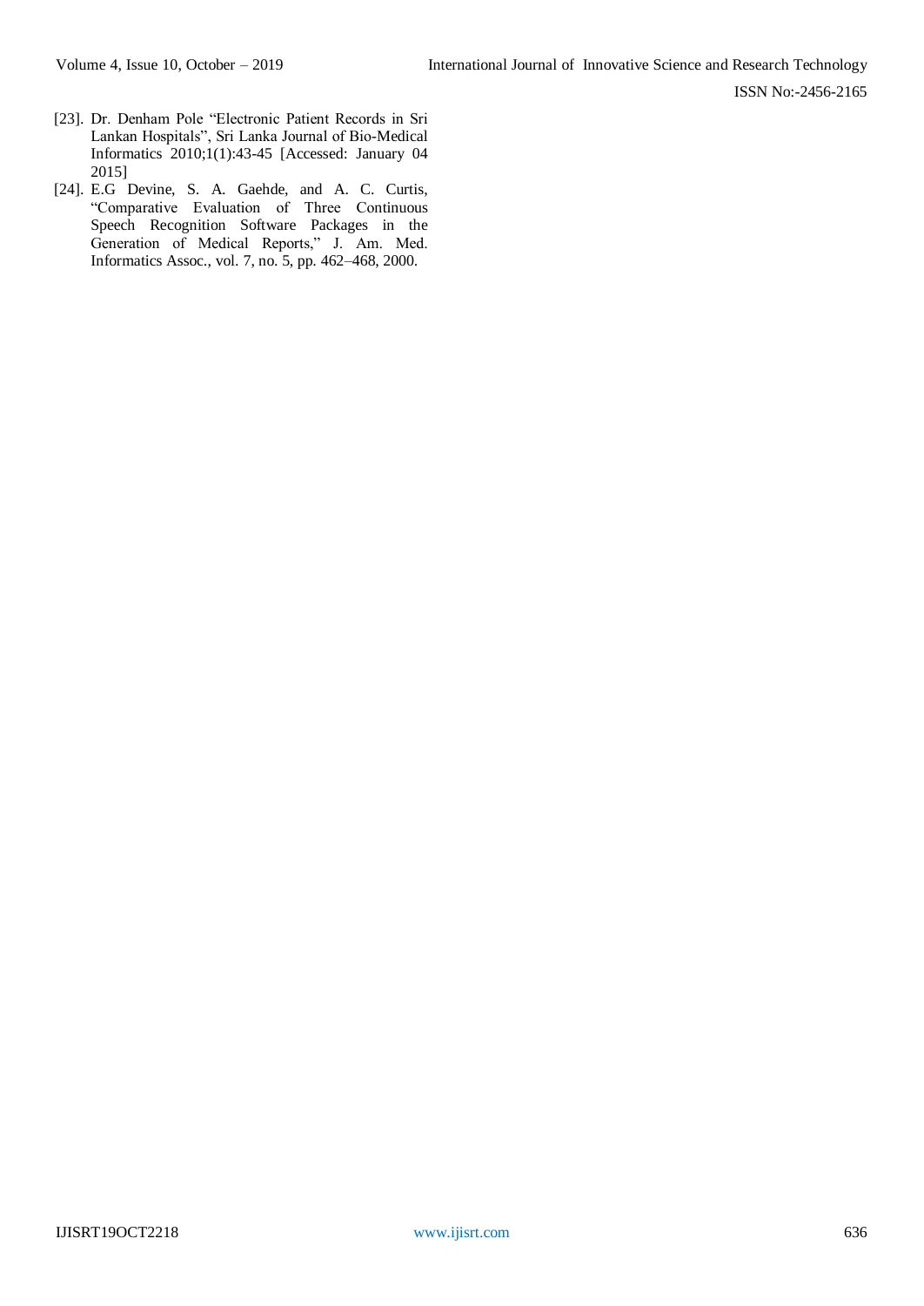[23]. Dr. Denham Pole "Electronic Patient Records in Sri Lankan Hospitals", Sri Lanka Journal of Bio-Medical Informatics 2010;1(1):43-45 [Accessed: January 04 2015]

[24]. E.G Devine, S. A. Gaehde, and A. C. Curtis, "Comparative Evaluation of Three Continuous Speech Recognition Software Packages in the Generation of Medical Reports," J. Am. Med. Informatics Assoc., vol. 7, no. 5, pp. 462–468, 2000.